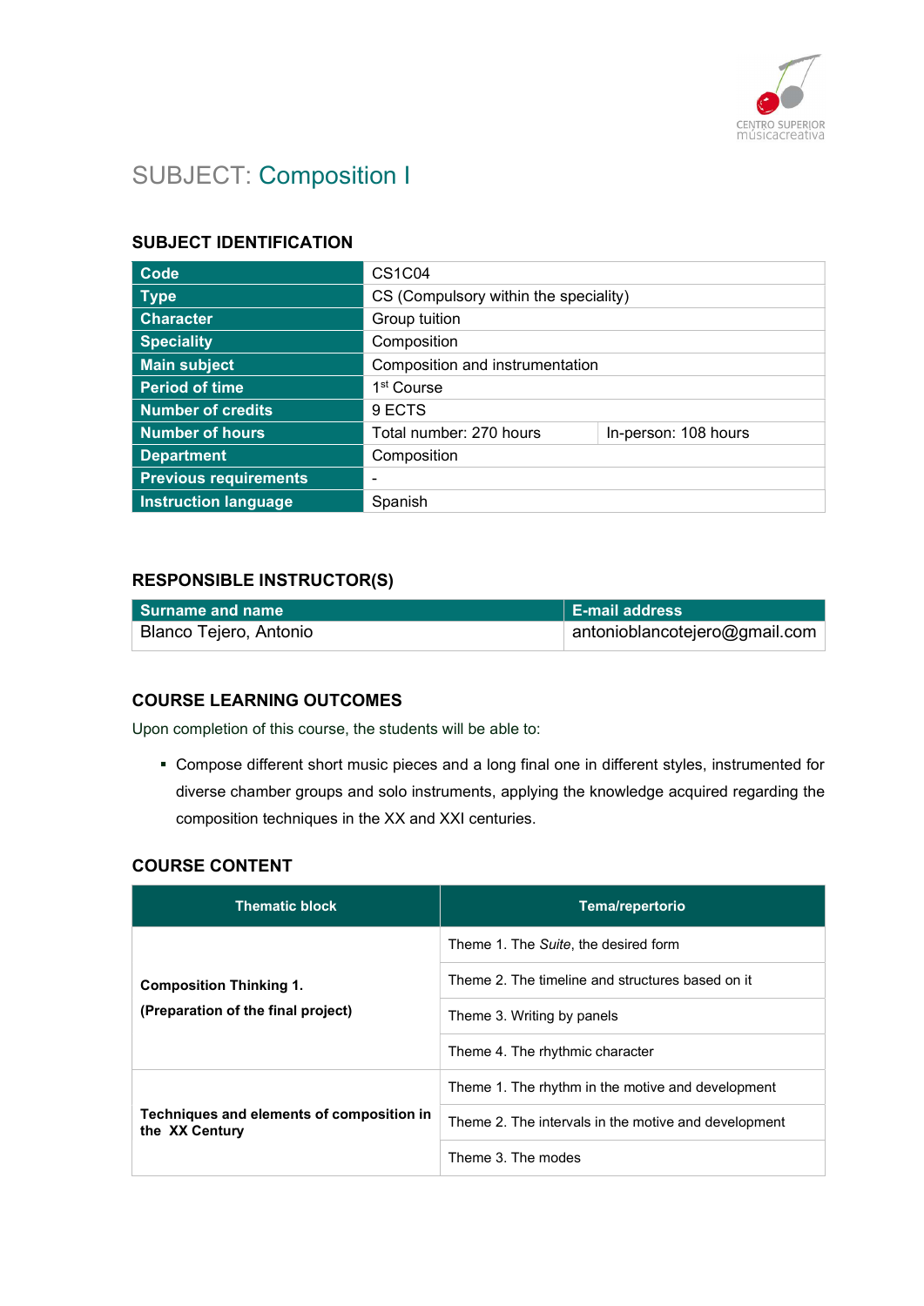# SUBJECT: Composition I

## SUBJECT IDENTIFICATION

| | | |
|---|---|---|
| **Code** | CS1C04 | |
| **Type** | CS (Compulsory within the speciality) | |
| **Character** | Group tuition | |
| **Speciality** | Composition | |
| **Main subject** | Composition and instrumentation | |
| **Period of time** | 1st Course | |
| **Number of credits** | 9 ECTS | |
| **Number of hours** | Total number: 270 hours | In-person: 108 hours |
| **Department** | Composition | |
| **Previous requirements** | - | |
| **Instruction language** | Spanish | |

## RESPONSIBLE INSTRUCTOR(S)

| Surname and name | E-mail address |
|---|---|
| Blanco Tejero, Antonio | antonioblancotejero@gmail.com |

## COURSE LEARNING OUTCOMES

Upon completion of this course, the students will be able to:

- Compose different short music pieces and a long final one in different styles, instrumented for diverse chamber groups and solo instruments, applying the knowledge acquired regarding the composition techniques in the XX and XXI centuries.

## COURSE CONTENT

| Thematic block | Tema/repertorio |
|---|---|
| **Composition Thinking 1. (Preparation of the final project)** | Theme 1. The *Suite*, the desired form |
| | Theme 2. The timeline and structures based on it |
| | Theme 3. Writing by panels |
| | Theme 4. The rhythmic character |
| **Techniques and elements of composition in the XX Century** | Theme 1. The rhythm in the motive and development |
| | Theme 2. The intervals in the motive and development |
| | Theme 3. The modes |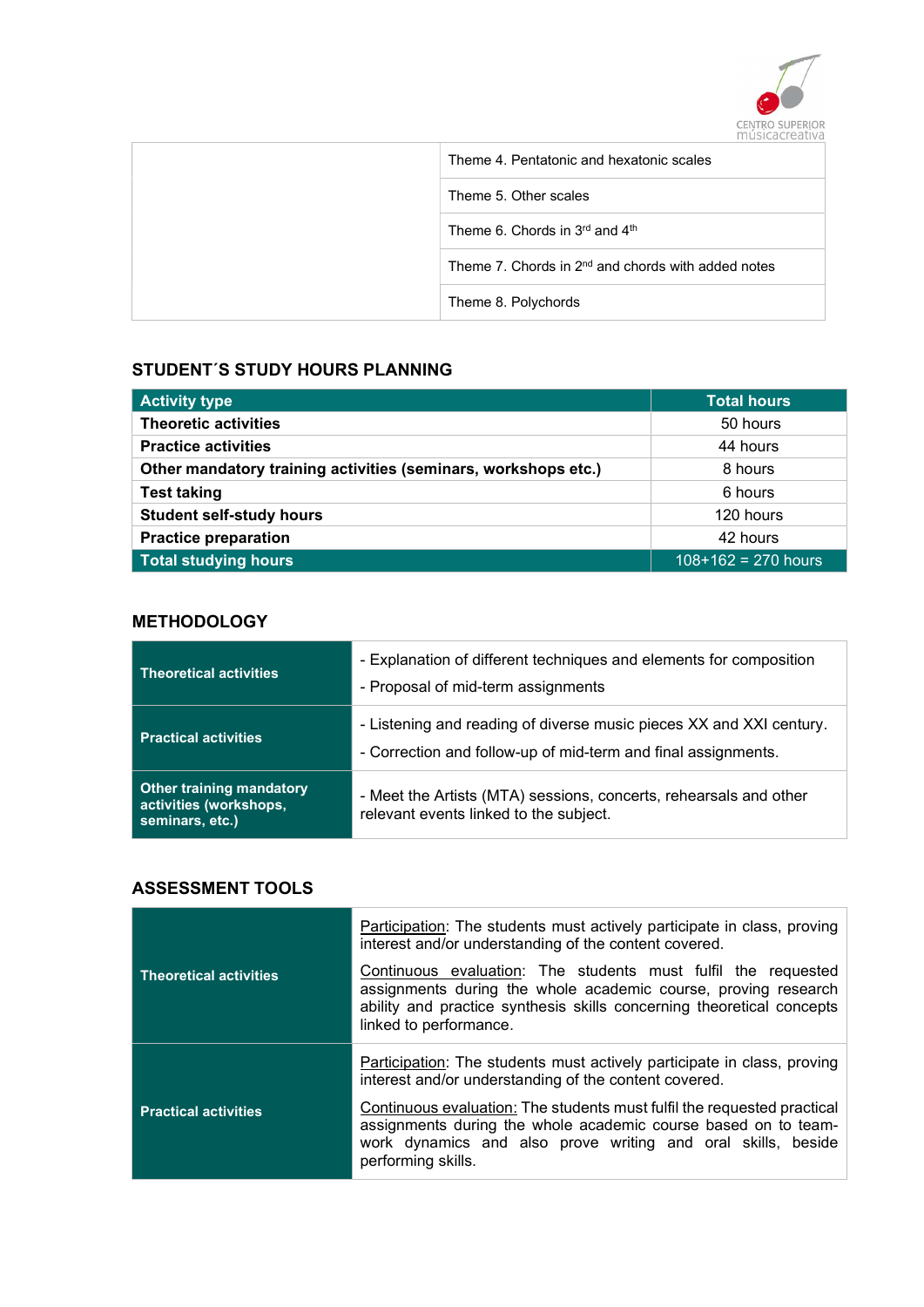| | |
|---|---|
| | Theme 4. Pentatonic and hexatonic scales |
| | Theme 5. Other scales |
| | Theme 6. Chords in 3rd and 4th |
| | Theme 7. Chords in 2nd and chords with added notes |
| | Theme 8. Polychords |

## STUDENT´S STUDY HOURS PLANNING

| Activity type | Total hours |
|---|---|
| **Theoretic activities** | 50 hours |
| **Practice activities** | 44 hours |
| **Other mandatory training activities (seminars, workshops etc.)** | 8 hours |
| **Test taking** | 6 hours |
| **Student self-study hours** | 120 hours |
| **Practice preparation** | 42 hours |
| **Total studying hours** | 108+162 = 270 hours |

## METHODOLOGY

| | |
|---|---|
| **Theoretical activities** | - Explanation of different techniques and elements for composition<br>- Proposal of mid-term assignments |
| **Practical activities** | - Listening and reading of diverse music pieces XX and XXI century.<br>- Correction and follow-up of mid-term and final assignments. |
| **Other training mandatory activities (workshops, seminars, etc.)** | - Meet the Artists (MTA) sessions, concerts, rehearsals and other relevant events linked to the subject. |

## ASSESSMENT TOOLS

| | |
|---|---|
| **Theoretical activities** | Participation: The students must actively participate in class, proving interest and/or understanding of the content covered.<br>Continuous evaluation: The students must fulfil the requested assignments during the whole academic course, proving research ability and practice synthesis skills concerning theoretical concepts linked to performance. |
| **Practical activities** | Participation: The students must actively participate in class, proving interest and/or understanding of the content covered.<br>Continuous evaluation: The students must fulfil the requested practical assignments during the whole academic course based on to team-work dynamics and also prove writing and oral skills, beside performing skills. |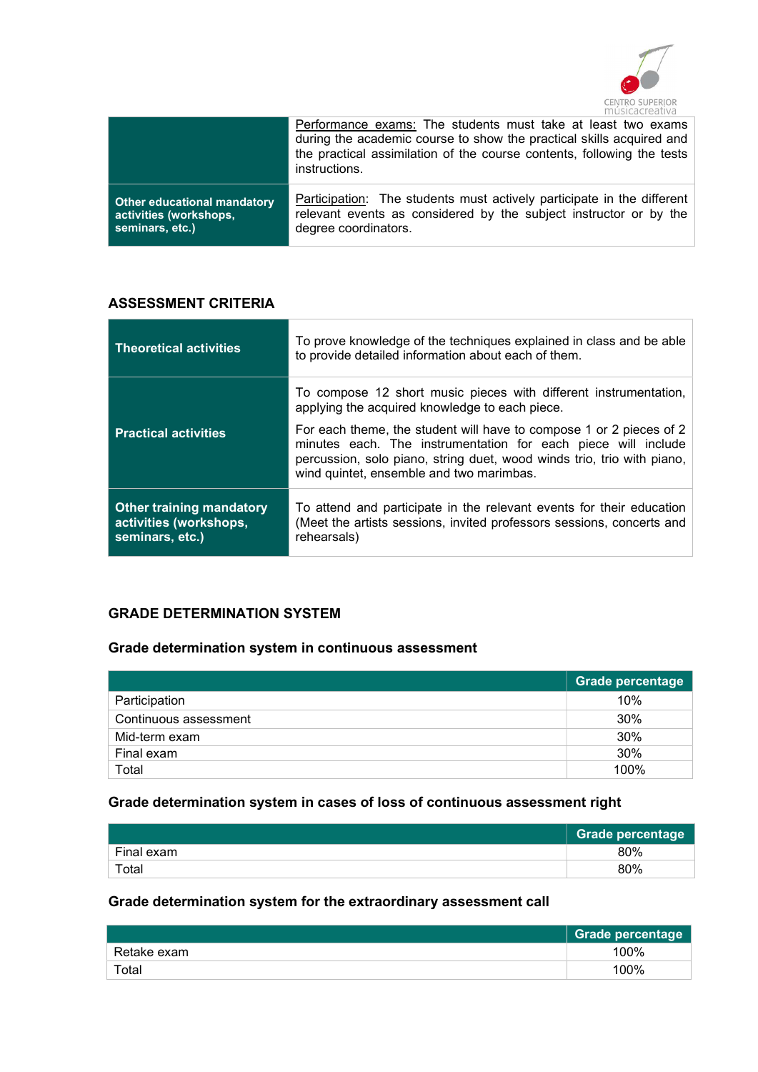| | |
|---|---|
| | Performance exams: The students must take at least two exams during the academic course to show the practical skills acquired and the practical assimilation of the course contents, following the tests instructions. |
| **Other educational mandatory activities (workshops, seminars, etc.)** | Participation: The students must actively participate in the different relevant events as considered by the subject instructor or by the degree coordinators. |

## ASSESSMENT CRITERIA

| | |
|---|---|
| **Theoretical activities** | To prove knowledge of the techniques explained in class and be able to provide detailed information about each of them. |
| **Practical activities** | To compose 12 short music pieces with different instrumentation, applying the acquired knowledge to each piece.<br>For each theme, the student will have to compose 1 or 2 pieces of 2 minutes each. The instrumentation for each piece will include percussion, solo piano, string duet, wood winds trio, trio with piano, wind quintet, ensemble and two marimbas. |
| **Other training mandatory activities (workshops, seminars, etc.)** | To attend and participate in the relevant events for their education (Meet the artists sessions, invited professors sessions, concerts and rehearsals) |

## GRADE DETERMINATION SYSTEM

### Grade determination system in continuous assessment

| | Grade percentage |
|---|---|
| Participation | 10% |
| Continuous assessment | 30% |
| Mid-term exam | 30% |
| Final exam | 30% |
| Total | 100% |

### Grade determination system in cases of loss of continuous assessment right

| | Grade percentage |
|---|---|
| Final exam | 80% |
| Total | 80% |

### Grade determination system for the extraordinary assessment call

| | Grade percentage |
|---|---|
| Retake exam | 100% |
| Total | 100% |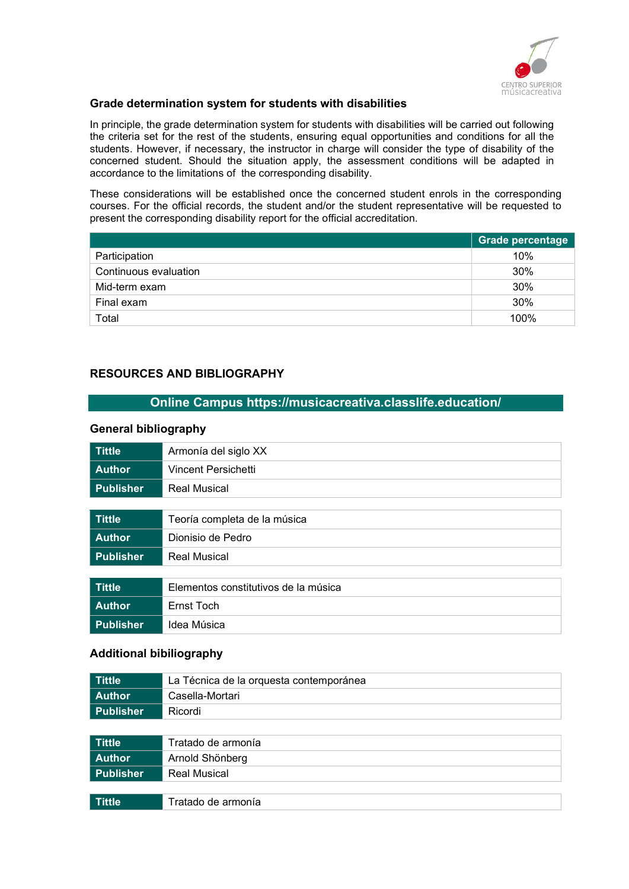### Grade determination system for students with disabilities

In principle, the grade determination system for students with disabilities will be carried out following the criteria set for the rest of the students, ensuring equal opportunities and conditions for all the students. However, if necessary, the instructor in charge will consider the type of disability of the concerned student. Should the situation apply, the assessment conditions will be adapted in accordance to the limitations of the corresponding disability.

These considerations will be established once the concerned student enrols in the corresponding courses. For the official records, the student and/or the student representative will be requested to present the corresponding disability report for the official accreditation.

| | Grade percentage |
|---|---|
| Participation | 10% |
| Continuous evaluation | 30% |
| Mid-term exam | 30% |
| Final exam | 30% |
| Total | 100% |

## RESOURCES AND BIBLIOGRAPHY

**Online Campus https://musicacreativa.classlife.education/**

### General bibliography

| | |
|---|---|
| **Tittle** | Armonía del siglo XX |
| **Author** | Vincent Persichetti |
| **Publisher** | Real Musical |

| | |
|---|---|
| **Tittle** | Teoría completa de la música |
| **Author** | Dionisio de Pedro |
| **Publisher** | Real Musical |

| | |
|---|---|
| **Tittle** | Elementos constitutivos de la música |
| **Author** | Ernst Toch |
| **Publisher** | Idea Música |

### Additional bibiliography

| | |
|---|---|
| **Tittle** | La Técnica de la orquesta contemporánea |
| **Author** | Casella-Mortari |
| **Publisher** | Ricordi |

| | |
|---|---|
| **Tittle** | Tratado de armonía |
| **Author** | Arnold Shönberg |
| **Publisher** | Real Musical |

| | |
|---|---|
| **Tittle** | Tratado de armonía |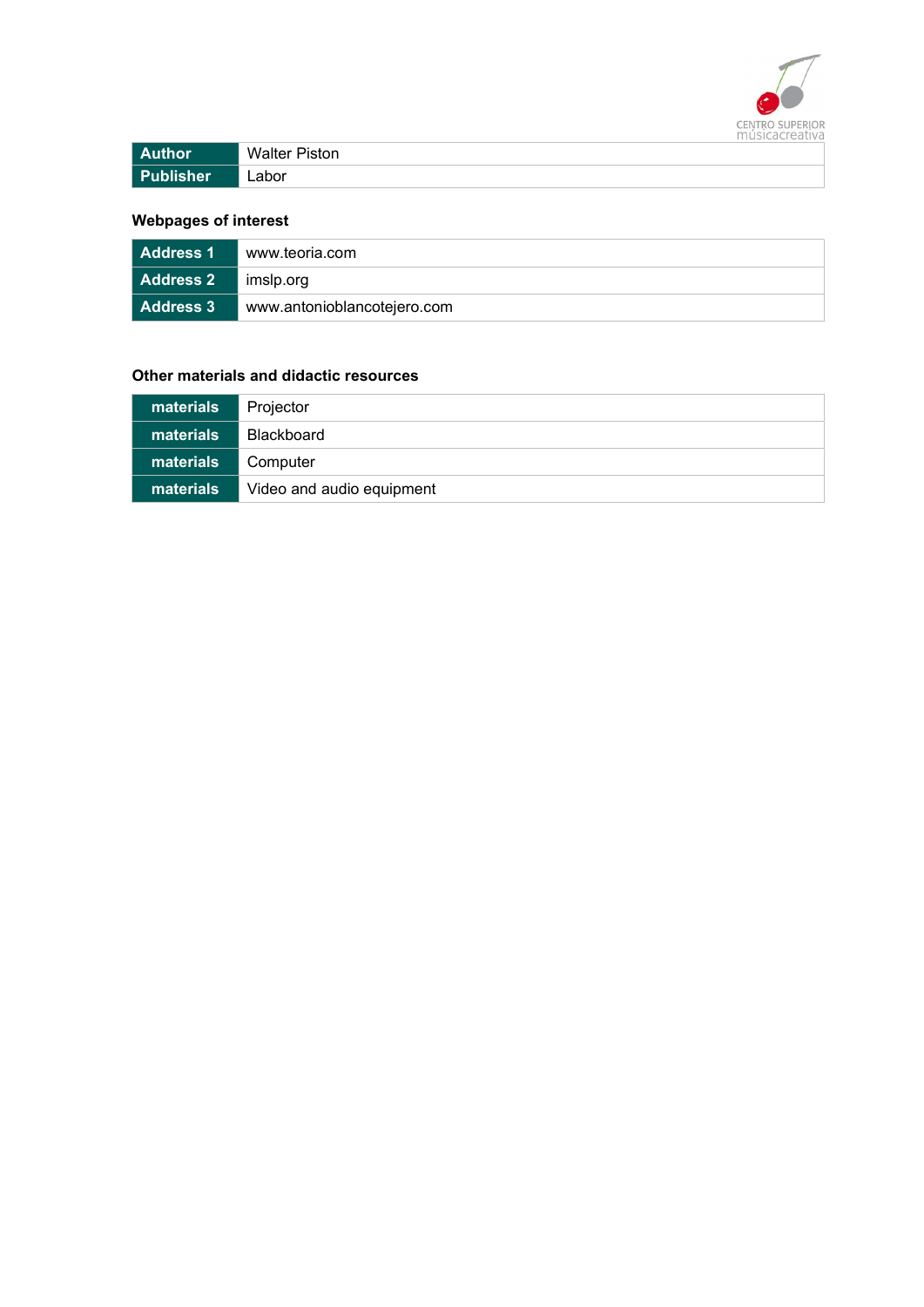| | |
|---|---|
| **Author** | Walter Piston |
| **Publisher** | Labor |

### Webpages of interest

| | |
|---|---|
| **Address 1** | www.teoria.com |
| **Address 2** | imslp.org |
| **Address 3** | www.antonioblancotejero.com |

### Other materials and didactic resources

| | |
|---|---|
| **materials** | Projector |
| **materials** | Blackboard |
| **materials** | Computer |
| **materials** | Video and audio equipment |